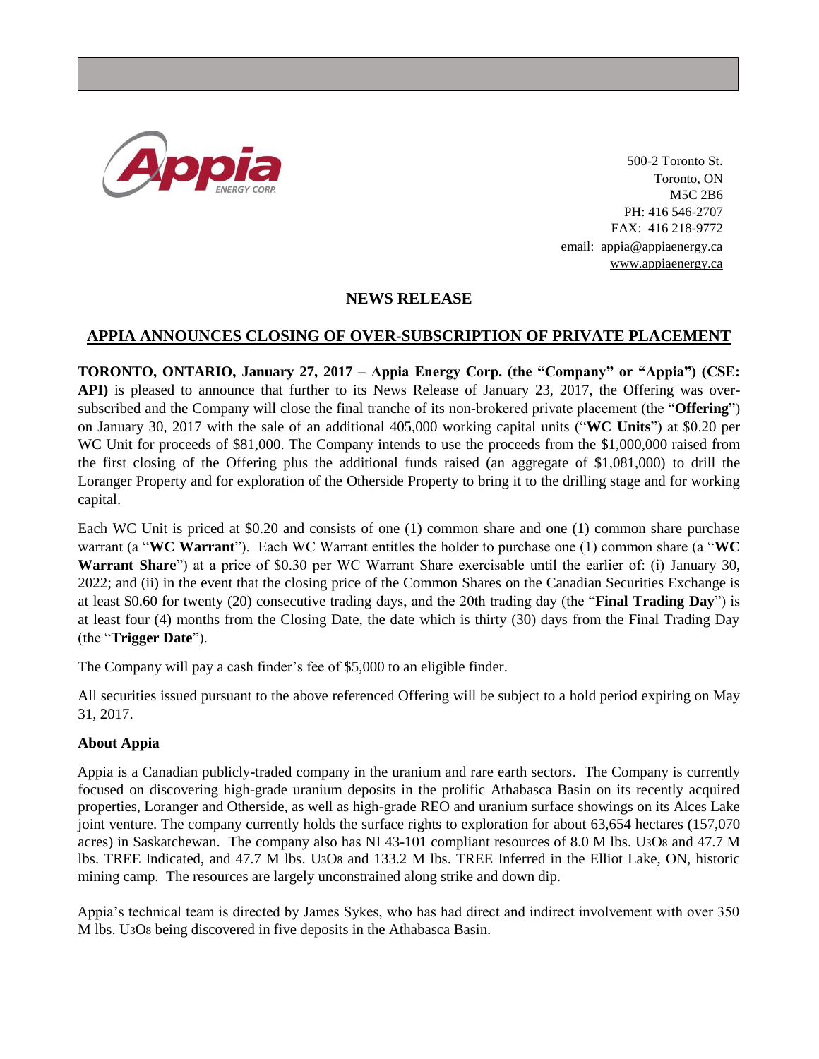500-2 Toronto St.
Toronto, ON
M5C 2B6
PH: 416 546-2707
FAX: 416 218-9772
email: appia@appiaenergy.ca
www.appiaenergy.ca

## NEWS RELEASE

## APPIA ANNOUNCES CLOSING OF OVER-SUBSCRIPTION OF PRIVATE PLACEMENT

**TORONTO, ONTARIO, January 27, 2017 – Appia Energy Corp. (the "Company" or "Appia") (CSE: API)** is pleased to announce that further to its News Release of January 23, 2017, the Offering was over-subscribed and the Company will close the final tranche of its non-brokered private placement (the "**Offering**") on January 30, 2017 with the sale of an additional 405,000 working capital units ("**WC Units**") at \$0.20 per WC Unit for proceeds of \$81,000. The Company intends to use the proceeds from the \$1,000,000 raised from the first closing of the Offering plus the additional funds raised (an aggregate of \$1,081,000) to drill the Loranger Property and for exploration of the Otherside Property to bring it to the drilling stage and for working capital.

Each WC Unit is priced at \$0.20 and consists of one (1) common share and one (1) common share purchase warrant (a "**WC Warrant**"). Each WC Warrant entitles the holder to purchase one (1) common share (a "**WC Warrant Share**") at a price of \$0.30 per WC Warrant Share exercisable until the earlier of: (i) January 30, 2022; and (ii) in the event that the closing price of the Common Shares on the Canadian Securities Exchange is at least \$0.60 for twenty (20) consecutive trading days, and the 20th trading day (the "**Final Trading Day**") is at least four (4) months from the Closing Date, the date which is thirty (30) days from the Final Trading Day (the "**Trigger Date**").

The Company will pay a cash finder's fee of \$5,000 to an eligible finder.

All securities issued pursuant to the above referenced Offering will be subject to a hold period expiring on May 31, 2017.

**About Appia**

Appia is a Canadian publicly-traded company in the uranium and rare earth sectors. The Company is currently focused on discovering high-grade uranium deposits in the prolific Athabasca Basin on its recently acquired properties, Loranger and Otherside, as well as high-grade REO and uranium surface showings on its Alces Lake joint venture. The company currently holds the surface rights to exploration for about 63,654 hectares (157,070 acres) in Saskatchewan. The company also has NI 43-101 compliant resources of 8.0 M lbs. $U_3O_8$ and 47.7 M lbs. TREE Indicated, and 47.7 M lbs. $U_3O_8$ and 133.2 M lbs. TREE Inferred in the Elliot Lake, ON, historic mining camp. The resources are largely unconstrained along strike and down dip.

Appia's technical team is directed by James Sykes, who has had direct and indirect involvement with over 350 M lbs. $U_3O_8$ being discovered in five deposits in the Athabasca Basin.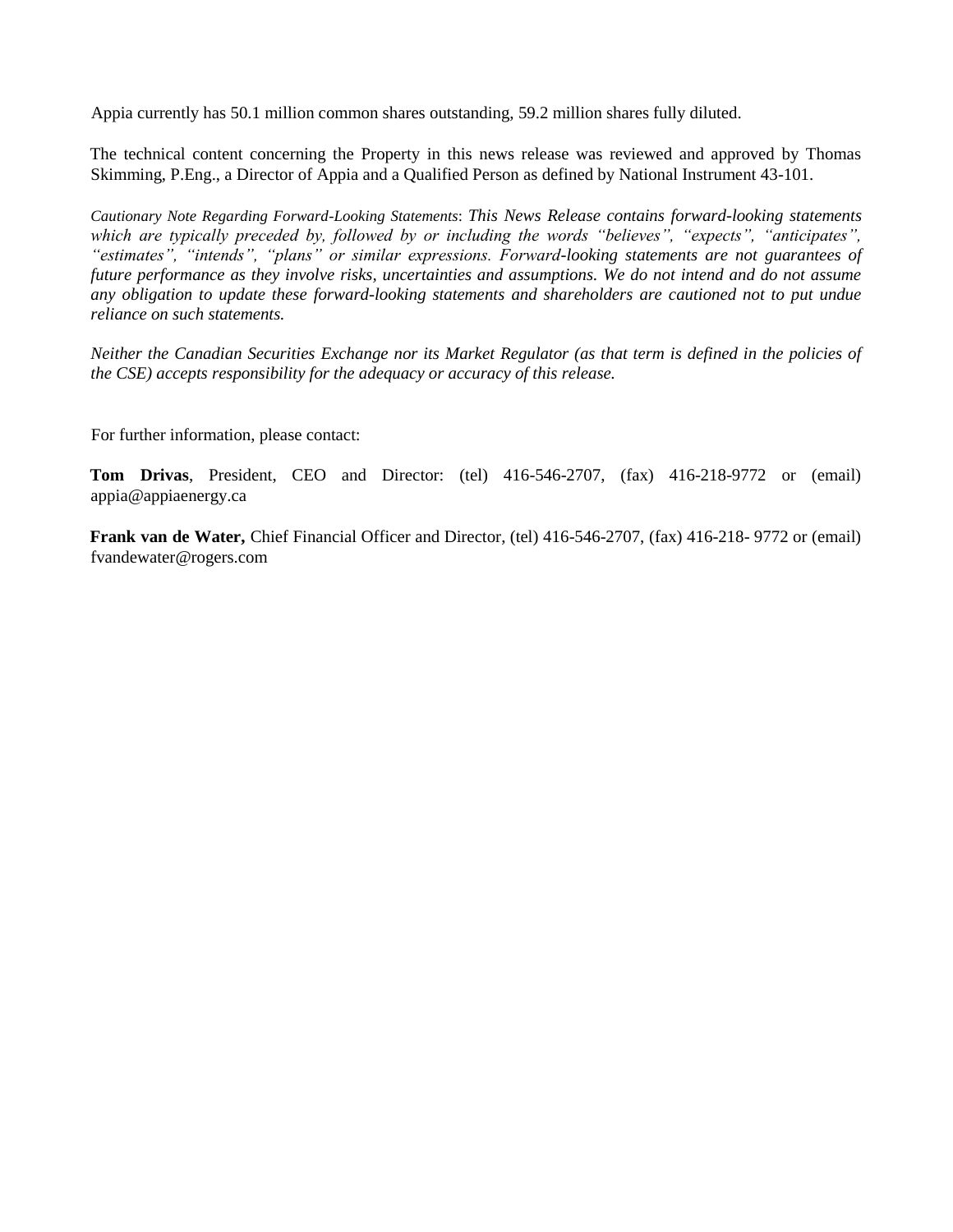Appia currently has 50.1 million common shares outstanding, 59.2 million shares fully diluted.

The technical content concerning the Property in this news release was reviewed and approved by Thomas Skimming, P.Eng., a Director of Appia and a Qualified Person as defined by National Instrument 43-101.

*Cautionary Note Regarding Forward-Looking Statements*: *This News Release contains forward-looking statements which are typically preceded by, followed by or including the words "believes", "expects", "anticipates", "estimates", "intends", "plans" or similar expressions. Forward-looking statements are not guarantees of future performance as they involve risks, uncertainties and assumptions. We do not intend and do not assume any obligation to update these forward-looking statements and shareholders are cautioned not to put undue reliance on such statements.*

*Neither the Canadian Securities Exchange nor its Market Regulator (as that term is defined in the policies of the CSE) accepts responsibility for the adequacy or accuracy of this release.*

For further information, please contact:

**Tom Drivas**, President, CEO and Director: (tel) 416-546-2707, (fax) 416-218-9772 or (email) appia@appiaenergy.ca

**Frank van de Water,** Chief Financial Officer and Director, (tel) 416-546-2707, (fax) 416-218- 9772 or (email) fvandewater@rogers.com